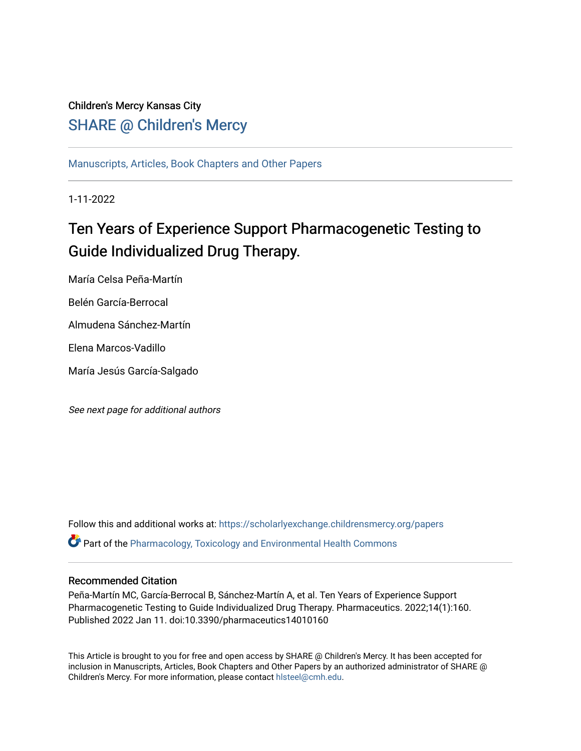Children's Mercy Kansas City

## SHARE @ Children's Mercy

Manuscripts, Articles, Book Chapters and Other Papers

1-11-2022

# Ten Years of Experience Support Pharmacogenetic Testing to Guide Individualized Drug Therapy.

María Celsa Peña-Martín

Belén García-Berrocal

Almudena Sánchez-Martín

Elena Marcos-Vadillo

María Jesús García-Salgado

*See next page for additional authors*

Follow this and additional works at: https://scholarlyexchange.childrensmercy.org/papers

Part of the Pharmacology, Toxicology and Environmental Health Commons

### Recommended Citation

Peña-Martín MC, García-Berrocal B, Sánchez-Martín A, et al. Ten Years of Experience Support Pharmacogenetic Testing to Guide Individualized Drug Therapy. Pharmaceutics. 2022;14(1):160. Published 2022 Jan 11. doi:10.3390/pharmaceutics14010160

This Article is brought to you for free and open access by SHARE @ Children's Mercy. It has been accepted for inclusion in Manuscripts, Articles, Book Chapters and Other Papers by an authorized administrator of SHARE @ Children's Mercy. For more information, please contact hlsteel@cmh.edu.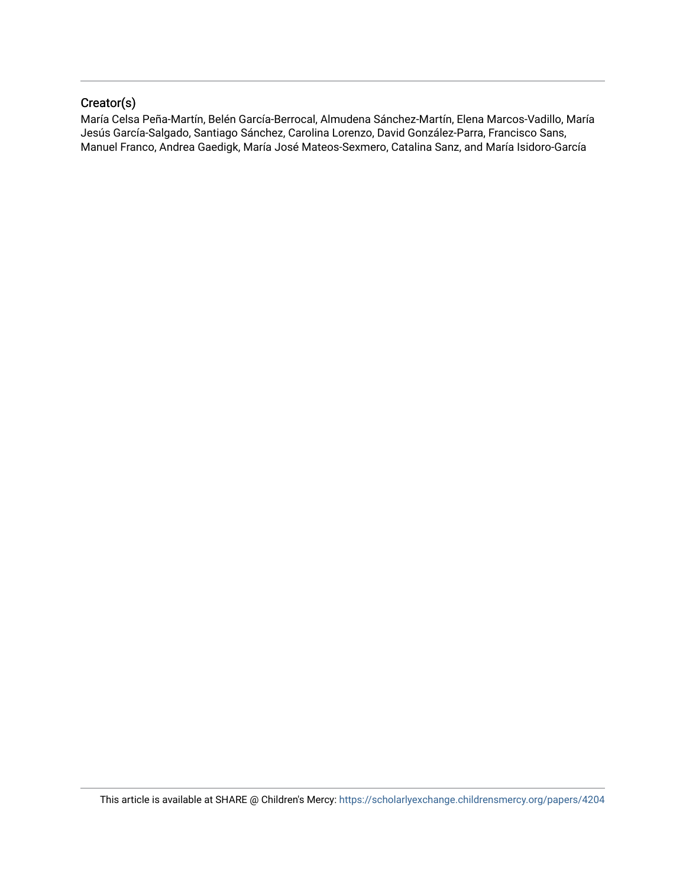## Creator(s)

María Celsa Peña-Martín, Belén García-Berrocal, Almudena Sánchez-Martín, Elena Marcos-Vadillo, María Jesús García-Salgado, Santiago Sánchez, Carolina Lorenzo, David González-Parra, Francisco Sans, Manuel Franco, Andrea Gaedigk, María José Mateos-Sexmero, Catalina Sanz, and María Isidoro-García

This article is available at SHARE @ Children's Mercy: https://scholarlyexchange.childrensmercy.org/papers/4204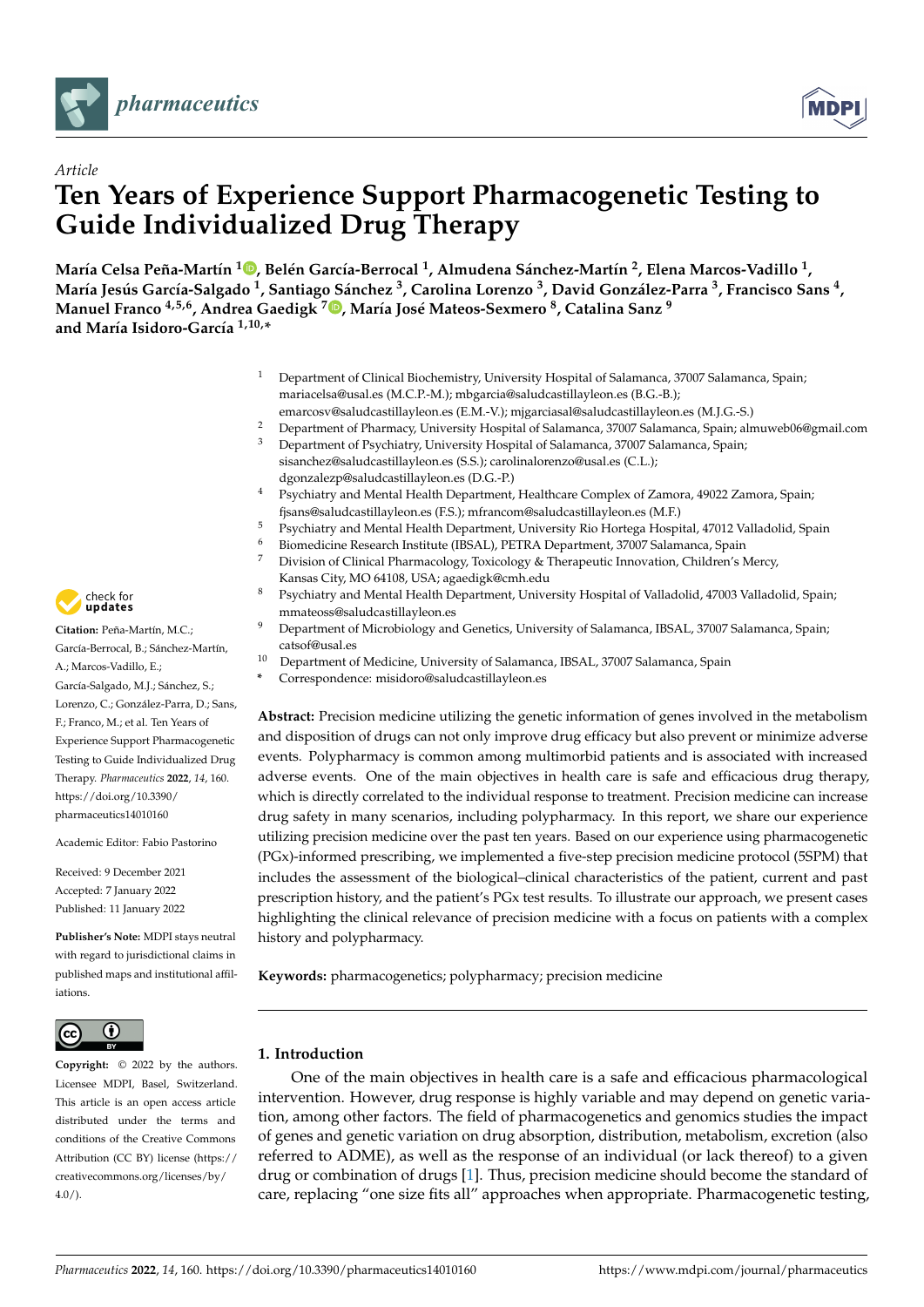Article

# Ten Years of Experience Support Pharmacogenetic Testing to Guide Individualized Drug Therapy

**María Celsa Peña-Martín [1], Belén García-Berrocal [1], Almudena Sánchez-Martín [2], Elena Marcos-Vadillo [1], María Jesús García-Salgado [1], Santiago Sánchez [3], Carolina Lorenzo [3], David González-Parra [3], Francisco Sans [4], Manuel Franco [4,5,6], Andrea Gaedigk [7], María José Mateos-Sexmero [8], Catalina Sanz [9] and María Isidoro-García [1,10,*]**

[1] Department of Clinical Biochemistry, University Hospital of Salamanca, 37007 Salamanca, Spain; mariacelsa@usal.es (M.C.P.-M.); mbgarcia@saludcastillayleon.es (B.G.-B.); emarcosv@saludcastillayleon.es (E.M.-V.); mjgarciasal@saludcastillayleon.es (M.J.G.-S.)

[2] Department of Pharmacy, University Hospital of Salamanca, 37007 Salamanca, Spain; almuweb06@gmail.com

[3] Department of Psychiatry, University Hospital of Salamanca, 37007 Salamanca, Spain; sisanchez@saludcastillayleon.es (S.S.); carolinalorenzo@usal.es (C.L.); dgonzalezp@saludcastillayleon.es (D.G.-P.)

[4] Psychiatry and Mental Health Department, Healthcare Complex of Zamora, 49022 Zamora, Spain; fjsans@saludcastillayleon.es (F.S.); mfrancom@saludcastillayleon.es (M.F.)

[5] Psychiatry and Mental Health Department, University Rio Hortega Hospital, 47012 Valladolid, Spain

[6] Biomedicine Research Institute (IBSAL), PETRA Department, 37007 Salamanca, Spain

[7] Division of Clinical Pharmacology, Toxicology & Therapeutic Innovation, Children's Mercy, Kansas City, MO 64108, USA; agaedigk@cmh.edu

[8] Psychiatry and Mental Health Department, University Hospital of Valladolid, 47003 Valladolid, Spain; mmateoss@saludcastillayleon.es

[9] Department of Microbiology and Genetics, University of Salamanca, IBSAL, 37007 Salamanca, Spain; catsof@usal.es

[10] Department of Medicine, University of Salamanca, IBSAL, 37007 Salamanca, Spain

\* Correspondence: misidoro@saludcastillayleon.es

**Citation:** Peña-Martín, M.C.; García-Berrocal, B.; Sánchez-Martín, A.; Marcos-Vadillo, E.; García-Salgado, M.J.; Sánchez, S.; Lorenzo, C.; González-Parra, D.; Sans, F.; Franco, M.; et al. Ten Years of Experience Support Pharmacogenetic Testing to Guide Individualized Drug Therapy. *Pharmaceutics* **2022**, *14*, 160. https://doi.org/10.3390/pharmaceutics14010160

Academic Editor: Fabio Pastorino

Received: 9 December 2021
Accepted: 7 January 2022
Published: 11 January 2022

**Publisher's Note:** MDPI stays neutral with regard to jurisdictional claims in published maps and institutional affiliations.

**Copyright:** © 2022 by the authors. Licensee MDPI, Basel, Switzerland. This article is an open access article distributed under the terms and conditions of the Creative Commons Attribution (CC BY) license (https://creativecommons.org/licenses/by/4.0/).

**Abstract:** Precision medicine utilizing the genetic information of genes involved in the metabolism and disposition of drugs can not only improve drug efficacy but also prevent or minimize adverse events. Polypharmacy is common among multimorbid patients and is associated with increased adverse events. One of the main objectives in health care is safe and efficacious drug therapy, which is directly correlated to the individual response to treatment. Precision medicine can increase drug safety in many scenarios, including polypharmacy. In this report, we share our experience utilizing precision medicine over the past ten years. Based on our experience using pharmacogenetic (PGx)-informed prescribing, we implemented a five-step precision medicine protocol (5SPM) that includes the assessment of the biological–clinical characteristics of the patient, current and past prescription history, and the patient's PGx test results. To illustrate our approach, we present cases highlighting the clinical relevance of precision medicine with a focus on patients with a complex history and polypharmacy.

**Keywords:** pharmacogenetics; polypharmacy; precision medicine

## 1. Introduction

One of the main objectives in health care is a safe and efficacious pharmacological intervention. However, drug response is highly variable and may depend on genetic variation, among other factors. The field of pharmacogenetics and genomics studies the impact of genes and genetic variation on drug absorption, distribution, metabolism, excretion (also referred to ADME), as well as the response of an individual (or lack thereof) to a given drug or combination of drugs [1]. Thus, precision medicine should become the standard of care, replacing "one size fits all" approaches when appropriate. Pharmacogenetic testing,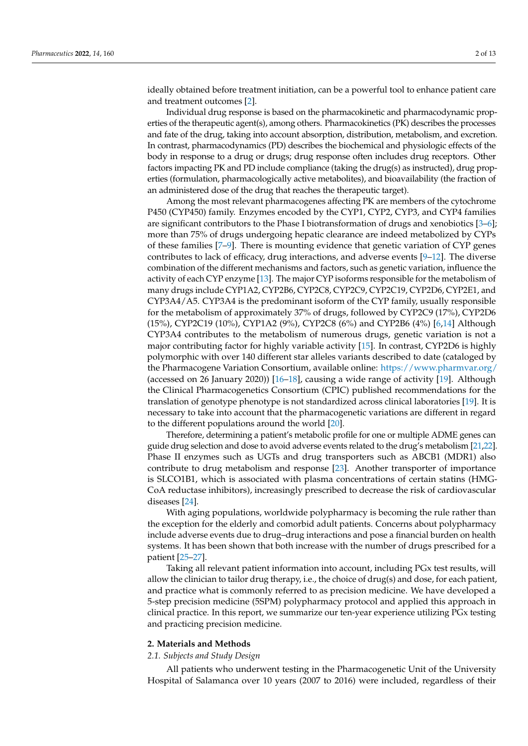ideally obtained before treatment initiation, can be a powerful tool to enhance patient care and treatment outcomes [2].

Individual drug response is based on the pharmacokinetic and pharmacodynamic properties of the therapeutic agent(s), among others. Pharmacokinetics (PK) describes the processes and fate of the drug, taking into account absorption, distribution, metabolism, and excretion. In contrast, pharmacodynamics (PD) describes the biochemical and physiologic effects of the body in response to a drug or drugs; drug response often includes drug receptors. Other factors impacting PK and PD include compliance (taking the drug(s) as instructed), drug properties (formulation, pharmacologically active metabolites), and bioavailability (the fraction of an administered dose of the drug that reaches the therapeutic target).

Among the most relevant pharmacogenes affecting PK are members of the cytochrome P450 (CYP450) family. Enzymes encoded by the CYP1, CYP2, CYP3, and CYP4 families are significant contributors to the Phase I biotransformation of drugs and xenobiotics [3–6]; more than 75% of drugs undergoing hepatic clearance are indeed metabolized by CYPs of these families [7–9]. There is mounting evidence that genetic variation of CYP genes contributes to lack of efficacy, drug interactions, and adverse events [9–12]. The diverse combination of the different mechanisms and factors, such as genetic variation, influence the activity of each CYP enzyme [13]. The major CYP isoforms responsible for the metabolism of many drugs include CYP1A2, CYP2B6, CYP2C8, CYP2C9, CYP2C19, CYP2D6, CYP2E1, and CYP3A4/A5. CYP3A4 is the predominant isoform of the CYP family, usually responsible for the metabolism of approximately 37% of drugs, followed by CYP2C9 (17%), CYP2D6 (15%), CYP2C19 (10%), CYP1A2 (9%), CYP2C8 (6%) and CYP2B6 (4%) [6,14] Although CYP3A4 contributes to the metabolism of numerous drugs, genetic variation is not a major contributing factor for highly variable activity [15]. In contrast, CYP2D6 is highly polymorphic with over 140 different star alleles variants described to date (cataloged by the Pharmacogene Variation Consortium, available online: https://www.pharmvar.org/ (accessed on 26 January 2020)) [16–18], causing a wide range of activity [19]. Although the Clinical Pharmacogenetics Consortium (CPIC) published recommendations for the translation of genotype phenotype is not standardized across clinical laboratories [19]. It is necessary to take into account that the pharmacogenetic variations are different in regard to the different populations around the world [20].

Therefore, determining a patient's metabolic profile for one or multiple ADME genes can guide drug selection and dose to avoid adverse events related to the drug's metabolism [21,22]. Phase II enzymes such as UGTs and drug transporters such as ABCB1 (MDR1) also contribute to drug metabolism and response [23]. Another transporter of importance is SLCO1B1, which is associated with plasma concentrations of certain statins (HMG-CoA reductase inhibitors), increasingly prescribed to decrease the risk of cardiovascular diseases [24].

With aging populations, worldwide polypharmacy is becoming the rule rather than the exception for the elderly and comorbid adult patients. Concerns about polypharmacy include adverse events due to drug–drug interactions and pose a financial burden on health systems. It has been shown that both increase with the number of drugs prescribed for a patient [25–27].

Taking all relevant patient information into account, including PGx test results, will allow the clinician to tailor drug therapy, i.e., the choice of drug(s) and dose, for each patient, and practice what is commonly referred to as precision medicine. We have developed a 5-step precision medicine (5SPM) polypharmacy protocol and applied this approach in clinical practice. In this report, we summarize our ten-year experience utilizing PGx testing and practicing precision medicine.

## 2. Materials and Methods

### 2.1. Subjects and Study Design

All patients who underwent testing in the Pharmacogenetic Unit of the University Hospital of Salamanca over 10 years (2007 to 2016) were included, regardless of their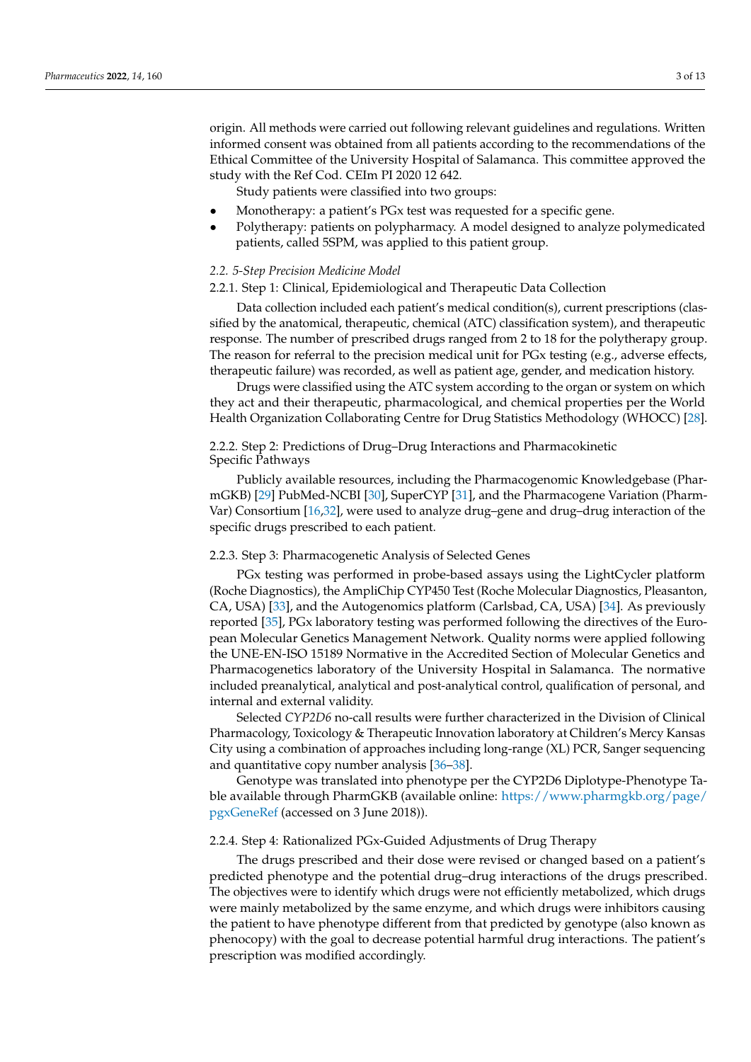origin. All methods were carried out following relevant guidelines and regulations. Written informed consent was obtained from all patients according to the recommendations of the Ethical Committee of the University Hospital of Salamanca. This committee approved the study with the Ref Cod. CEIm PI 2020 12 642.

Study patients were classified into two groups:

- Monotherapy: a patient's PGx test was requested for a specific gene.
- Polytherapy: patients on polypharmacy. A model designed to analyze polymedicated patients, called 5SPM, was applied to this patient group.

### 2.2. 5-Step Precision Medicine Model

#### 2.2.1. Step 1: Clinical, Epidemiological and Therapeutic Data Collection

Data collection included each patient's medical condition(s), current prescriptions (classified by the anatomical, therapeutic, chemical (ATC) classification system), and therapeutic response. The number of prescribed drugs ranged from 2 to 18 for the polytherapy group. The reason for referral to the precision medical unit for PGx testing (e.g., adverse effects, therapeutic failure) was recorded, as well as patient age, gender, and medication history.

Drugs were classified using the ATC system according to the organ or system on which they act and their therapeutic, pharmacological, and chemical properties per the World Health Organization Collaborating Centre for Drug Statistics Methodology (WHOCC) [28].

#### 2.2.2. Step 2: Predictions of Drug–Drug Interactions and Pharmacokinetic Specific Pathways

Publicly available resources, including the Pharmacogenomic Knowledgebase (PharmGKB) [29] PubMed-NCBI [30], SuperCYP [31], and the Pharmacogene Variation (PharmVar) Consortium [16,32], were used to analyze drug–gene and drug–drug interaction of the specific drugs prescribed to each patient.

#### 2.2.3. Step 3: Pharmacogenetic Analysis of Selected Genes

PGx testing was performed in probe-based assays using the LightCycler platform (Roche Diagnostics), the AmpliChip CYP450 Test (Roche Molecular Diagnostics, Pleasanton, CA, USA) [33], and the Autogenomics platform (Carlsbad, CA, USA) [34]. As previously reported [35], PGx laboratory testing was performed following the directives of the European Molecular Genetics Management Network. Quality norms were applied following the UNE-EN-ISO 15189 Normative in the Accredited Section of Molecular Genetics and Pharmacogenetics laboratory of the University Hospital in Salamanca. The normative included preanalytical, analytical and post-analytical control, qualification of personal, and internal and external validity.

Selected *CYP2D6* no-call results were further characterized in the Division of Clinical Pharmacology, Toxicology & Therapeutic Innovation laboratory at Children's Mercy Kansas City using a combination of approaches including long-range (XL) PCR, Sanger sequencing and quantitative copy number analysis [36–38].

Genotype was translated into phenotype per the CYP2D6 Diplotype-Phenotype Table available through PharmGKB (available online: https://www.pharmgkb.org/page/pgxGeneRef (accessed on 3 June 2018)).

#### 2.2.4. Step 4: Rationalized PGx-Guided Adjustments of Drug Therapy

The drugs prescribed and their dose were revised or changed based on a patient's predicted phenotype and the potential drug–drug interactions of the drugs prescribed. The objectives were to identify which drugs were not efficiently metabolized, which drugs were mainly metabolized by the same enzyme, and which drugs were inhibitors causing the patient to have phenotype different from that predicted by genotype (also known as phenocopy) with the goal to decrease potential harmful drug interactions. The patient's prescription was modified accordingly.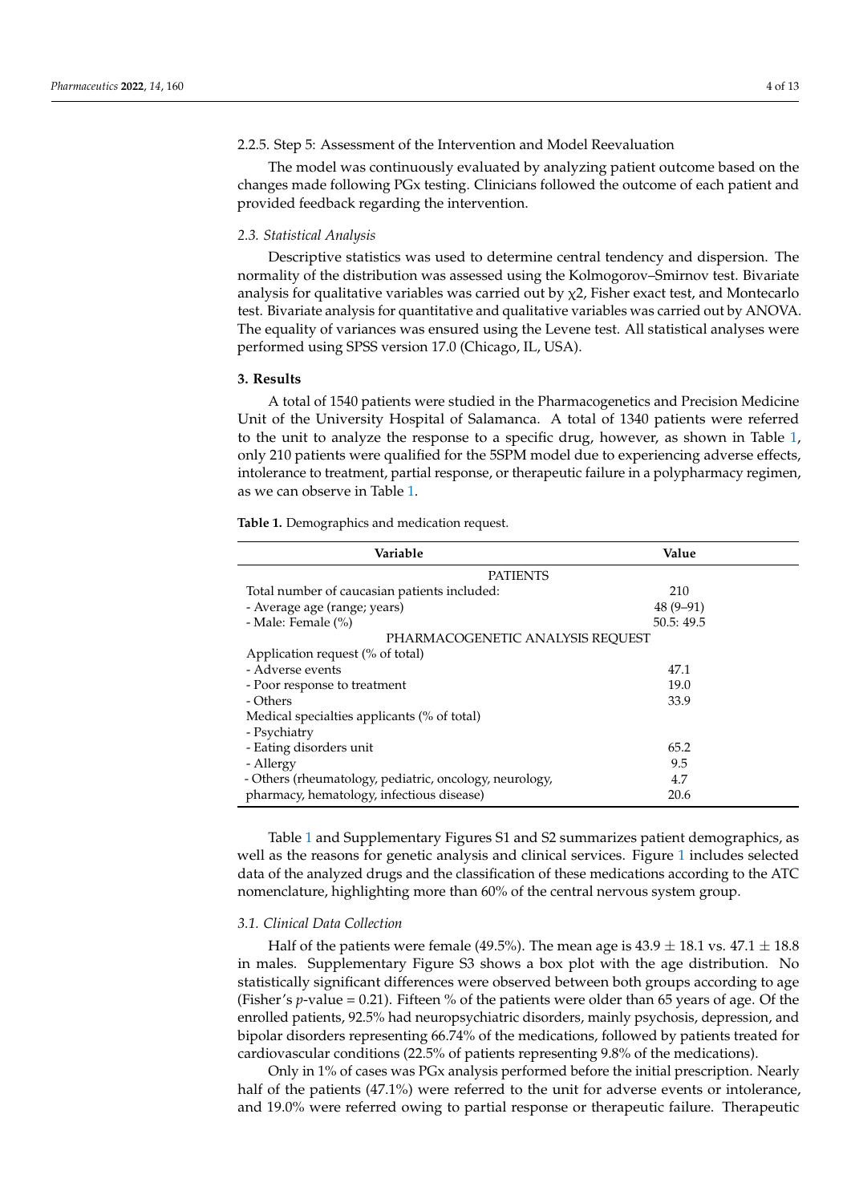2.2.5. Step 5: Assessment of the Intervention and Model Reevaluation

The model was continuously evaluated by analyzing patient outcome based on the changes made following PGx testing. Clinicians followed the outcome of each patient and provided feedback regarding the intervention.

### *2.3. Statistical Analysis*

Descriptive statistics was used to determine central tendency and dispersion. The normality of the distribution was assessed using the Kolmogorov–Smirnov test. Bivariate analysis for qualitative variables was carried out by $\chi 2$, Fisher exact test, and Montecarlo test. Bivariate analysis for quantitative and qualitative variables was carried out by ANOVA. The equality of variances was ensured using the Levene test. All statistical analyses were performed using SPSS version 17.0 (Chicago, IL, USA).

## **3. Results**

A total of 1540 patients were studied in the Pharmacogenetics and Precision Medicine Unit of the University Hospital of Salamanca. A total of 1340 patients were referred to the unit to analyze the response to a specific drug, however, as shown in Table 1, only 210 patients were qualified for the 5SPM model due to experiencing adverse effects, intolerance to treatment, partial response, or therapeutic failure in a polypharmacy regimen, as we can observe in Table 1.

**Table 1.** Demographics and medication request.

| Variable | Value |
|---|---|
| PATIENTS | |
| Total number of caucasian patients included: | 210 |
| - Average age (range; years) | 48 (9–91) |
| - Male: Female (%) | 50.5: 49.5 |
| PHARMACOGENETIC ANALYSIS REQUEST | |
| Application request (% of total) | |
| - Adverse events | 47.1 |
| - Poor response to treatment | 19.0 |
| - Others | 33.9 |
| Medical specialties applicants (% of total) | |
| - Psychiatry | |
| - Eating disorders unit | 65.2 |
| - Allergy | 9.5 |
| - Others (rheumatology, pediatric, oncology, neurology, | 4.7 |
| pharmacy, hematology, infectious disease) | 20.6 |

Table 1 and Supplementary Figures S1 and S2 summarizes patient demographics, as well as the reasons for genetic analysis and clinical services. Figure 1 includes selected data of the analyzed drugs and the classification of these medications according to the ATC nomenclature, highlighting more than 60% of the central nervous system group.

### *3.1. Clinical Data Collection*

Half of the patients were female (49.5%). The mean age is $43.9 \pm 18.1$ vs. $47.1 \pm 18.8$ in males. Supplementary Figure S3 shows a box plot with the age distribution. No statistically significant differences were observed between both groups according to age (Fisher's $p$-value = 0.21). Fifteen % of the patients were older than 65 years of age. Of the enrolled patients, 92.5% had neuropsychiatric disorders, mainly psychosis, depression, and bipolar disorders representing 66.74% of the medications, followed by patients treated for cardiovascular conditions (22.5% of patients representing 9.8% of the medications).

Only in 1% of cases was PGx analysis performed before the initial prescription. Nearly half of the patients (47.1%) were referred to the unit for adverse events or intolerance, and 19.0% were referred owing to partial response or therapeutic failure. Therapeutic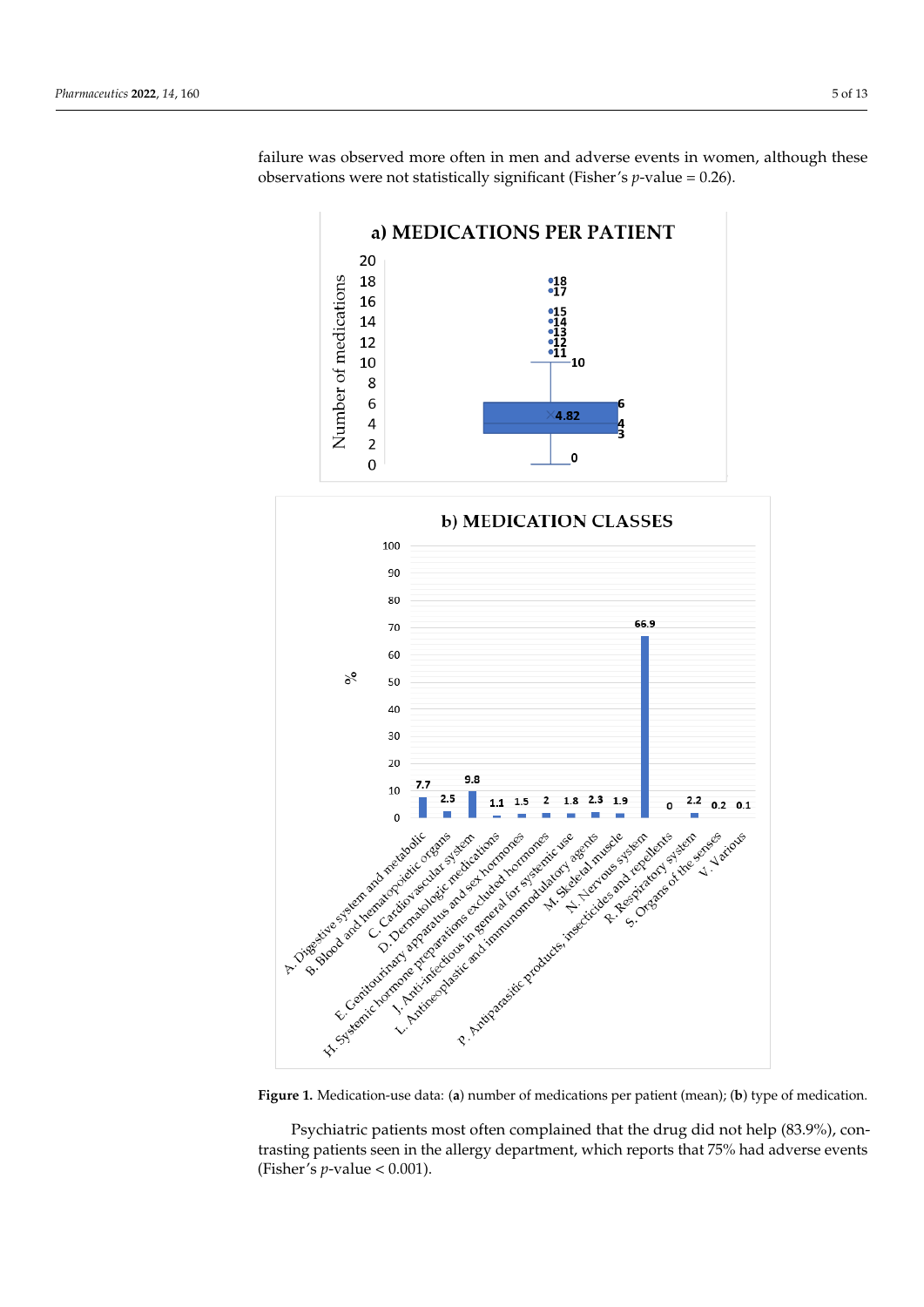failure was observed more often in men and adverse events in women, although these observations were not statistically significant (Fisher's $p$-value = 0.26).

Figure 1. Medication-use data: (**a**) number of medications per patient (mean); (**b**) type of medication.

Psychiatric patients most often complained that the drug did not help (83.9%), contrasting patients seen in the allergy department, which reports that 75% had adverse events (Fisher's $p$-value < 0.001).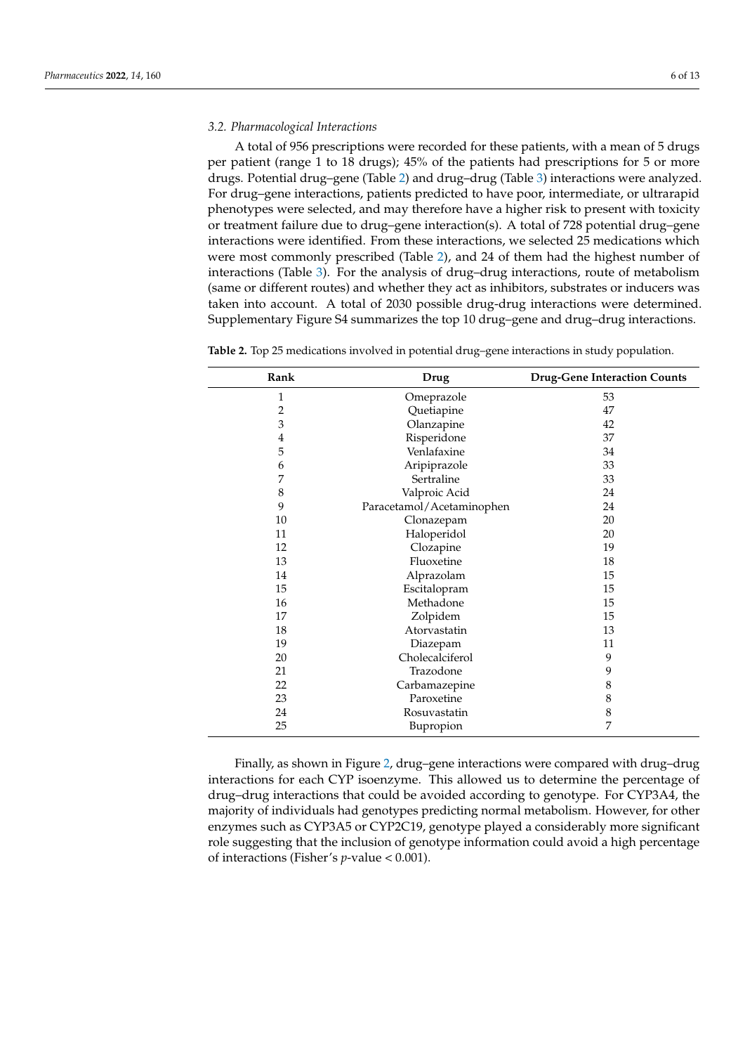### 3.2. Pharmacological Interactions

A total of 956 prescriptions were recorded for these patients, with a mean of 5 drugs per patient (range 1 to 18 drugs); 45% of the patients had prescriptions for 5 or more drugs. Potential drug–gene (Table 2) and drug–drug (Table 3) interactions were analyzed. For drug–gene interactions, patients predicted to have poor, intermediate, or ultrarapid phenotypes were selected, and may therefore have a higher risk to present with toxicity or treatment failure due to drug–gene interaction(s). A total of 728 potential drug–gene interactions were identified. From these interactions, we selected 25 medications which were most commonly prescribed (Table 2), and 24 of them had the highest number of interactions (Table 3). For the analysis of drug–drug interactions, route of metabolism (same or different routes) and whether they act as inhibitors, substrates or inducers was taken into account. A total of 2030 possible drug-drug interactions were determined. Supplementary Figure S4 summarizes the top 10 drug–gene and drug–drug interactions.

**Table 2.** Top 25 medications involved in potential drug–gene interactions in study population.

| Rank | Drug | Drug-Gene Interaction Counts |
|---|---|---|
| 1 | Omeprazole | 53 |
| 2 | Quetiapine | 47 |
| 3 | Olanzapine | 42 |
| 4 | Risperidone | 37 |
| 5 | Venlafaxine | 34 |
| 6 | Aripiprazole | 33 |
| 7 | Sertraline | 33 |
| 8 | Valproic Acid | 24 |
| 9 | Paracetamol/Acetaminophen | 24 |
| 10 | Clonazepam | 20 |
| 11 | Haloperidol | 20 |
| 12 | Clozapine | 19 |
| 13 | Fluoxetine | 18 |
| 14 | Alprazolam | 15 |
| 15 | Escitalopram | 15 |
| 16 | Methadone | 15 |
| 17 | Zolpidem | 15 |
| 18 | Atorvastatin | 13 |
| 19 | Diazepam | 11 |
| 20 | Cholecalciferol | 9 |
| 21 | Trazodone | 9 |
| 22 | Carbamazepine | 8 |
| 23 | Paroxetine | 8 |
| 24 | Rosuvastatin | 8 |
| 25 | Bupropion | 7 |

Finally, as shown in Figure 2, drug–gene interactions were compared with drug–drug interactions for each CYP isoenzyme. This allowed us to determine the percentage of drug–drug interactions that could be avoided according to genotype. For CYP3A4, the majority of individuals had genotypes predicting normal metabolism. However, for other enzymes such as CYP3A5 or CYP2C19, genotype played a considerably more significant role suggesting that the inclusion of genotype information could avoid a high percentage of interactions (Fisher's $p$-value < 0.001).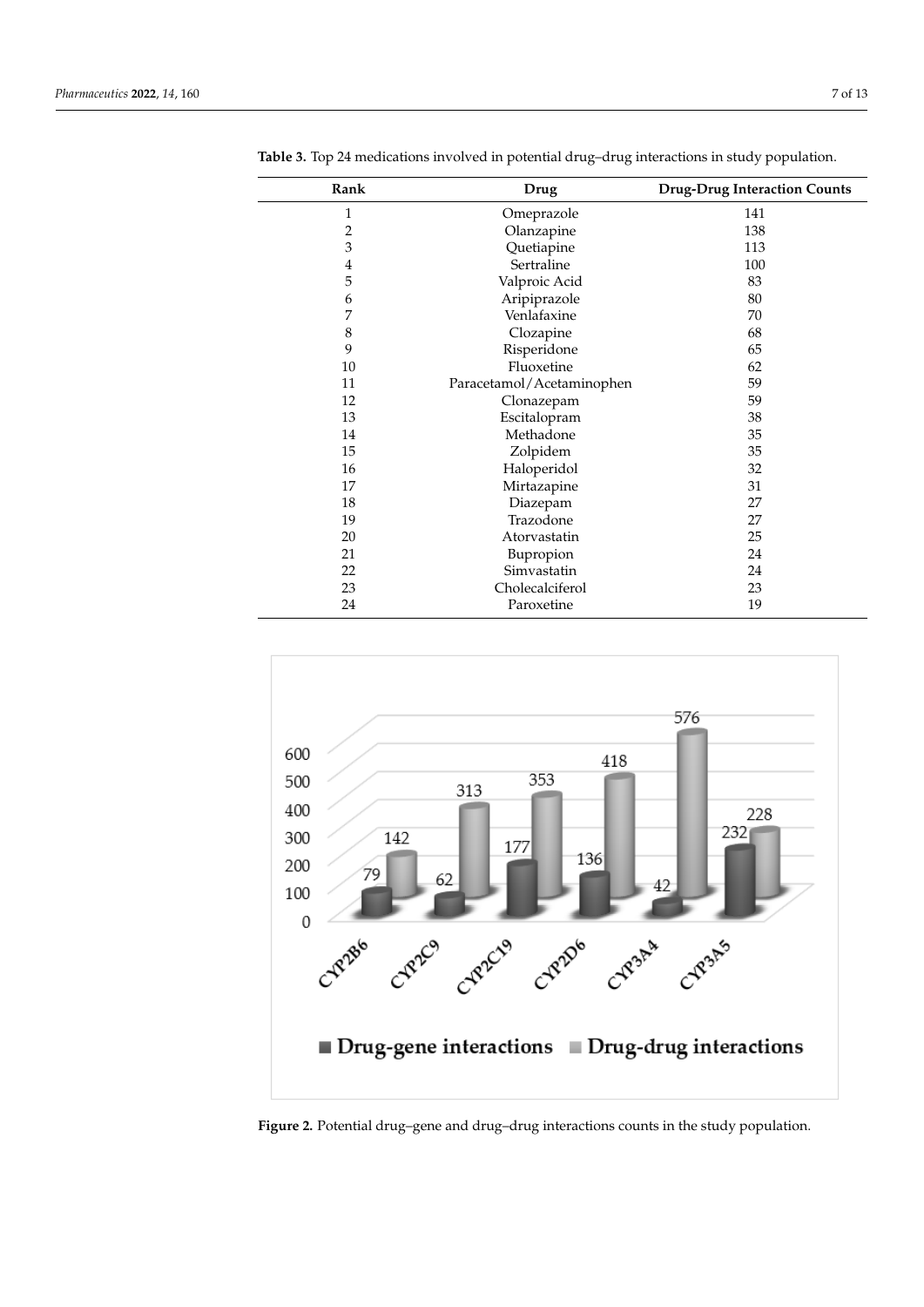**Table 3.** Top 24 medications involved in potential drug–drug interactions in study population.

| Rank | Drug | Drug-Drug Interaction Counts |
|---|---|---|
| 1 | Omeprazole | 141 |
| 2 | Olanzapine | 138 |
| 3 | Quetiapine | 113 |
| 4 | Sertraline | 100 |
| 5 | Valproic Acid | 83 |
| 6 | Aripiprazole | 80 |
| 7 | Venlafaxine | 70 |
| 8 | Clozapine | 68 |
| 9 | Risperidone | 65 |
| 10 | Fluoxetine | 62 |
| 11 | Paracetamol/Acetaminophen | 59 |
| 12 | Clonazepam | 59 |
| 13 | Escitalopram | 38 |
| 14 | Methadone | 35 |
| 15 | Zolpidem | 35 |
| 16 | Haloperidol | 32 |
| 17 | Mirtazapine | 31 |
| 18 | Diazepam | 27 |
| 19 | Trazodone | 27 |
| 20 | Atorvastatin | 25 |
| 21 | Bupropion | 24 |
| 22 | Simvastatin | 24 |
| 23 | Cholecalciferol | 23 |
| 24 | Paroxetine | 19 |

**Figure 2.** Potential drug–gene and drug–drug interactions counts in the study population.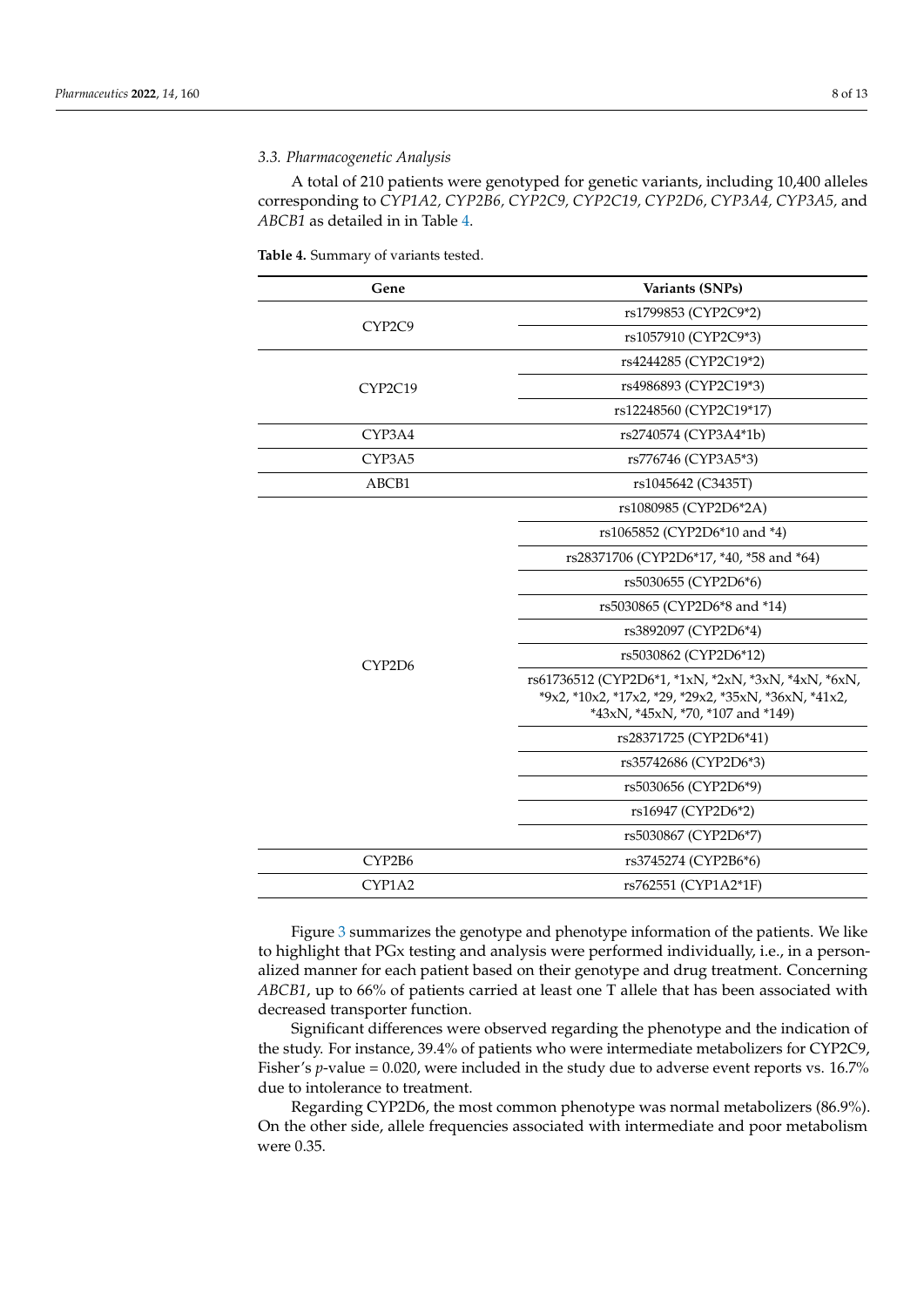*3.3. Pharmacogenetic Analysis*

A total of 210 patients were genotyped for genetic variants, including 10,400 alleles corresponding to *CYP1A2, CYP2B6, CYP2C9, CYP2C19, CYP2D6, CYP3A4, CYP3A5,* and *ABCB1* as detailed in in Table 4.

**Table 4.** Summary of variants tested.

| Gene | Variants (SNPs) |
|---|---|
| CYP2C9 | rs1799853 (CYP2C9*2) |
| | rs1057910 (CYP2C9*3) |
| CYP2C19 | rs4244285 (CYP2C19*2) |
| | rs4986893 (CYP2C19*3) |
| | rs12248560 (CYP2C19*17) |
| CYP3A4 | rs2740574 (CYP3A4*1b) |
| CYP3A5 | rs776746 (CYP3A5*3) |
| ABCB1 | rs1045642 (C3435T) |
| CYP2D6 | rs1080985 (CYP2D6*2A) |
| | rs1065852 (CYP2D6*10 and *4) |
| | rs28371706 (CYP2D6*17, *40, *58 and *64) |
| | rs5030655 (CYP2D6*6) |
| | rs5030865 (CYP2D6*8 and *14) |
| | rs3892097 (CYP2D6*4) |
| | rs5030862 (CYP2D6*12) |
| | rs61736512 (CYP2D6*1, *1xN, *2xN, *3xN, *4xN, *6xN, *9x2, *10x2, *17x2, *29, *29x2, *35xN, *36xN, *41x2, *43xN, *45xN, *70, *107 and *149) |
| | rs28371725 (CYP2D6*41) |
| | rs35742686 (CYP2D6*3) |
| | rs5030656 (CYP2D6*9) |
| | rs16947 (CYP2D6*2) |
| | rs5030867 (CYP2D6*7) |
| CYP2B6 | rs3745274 (CYP2B6*6) |
| CYP1A2 | rs762551 (CYP1A2*1F) |

Figure 3 summarizes the genotype and phenotype information of the patients. We like to highlight that PGx testing and analysis were performed individually, i.e., in a personalized manner for each patient based on their genotype and drug treatment. Concerning *ABCB1*, up to 66% of patients carried at least one T allele that has been associated with decreased transporter function.

Significant differences were observed regarding the phenotype and the indication of the study. For instance, 39.4% of patients who were intermediate metabolizers for CYP2C9, Fisher's $p$-value = 0.020, were included in the study due to adverse event reports vs. 16.7% due to intolerance to treatment.

Regarding CYP2D6, the most common phenotype was normal metabolizers (86.9%). On the other side, allele frequencies associated with intermediate and poor metabolism were 0.35.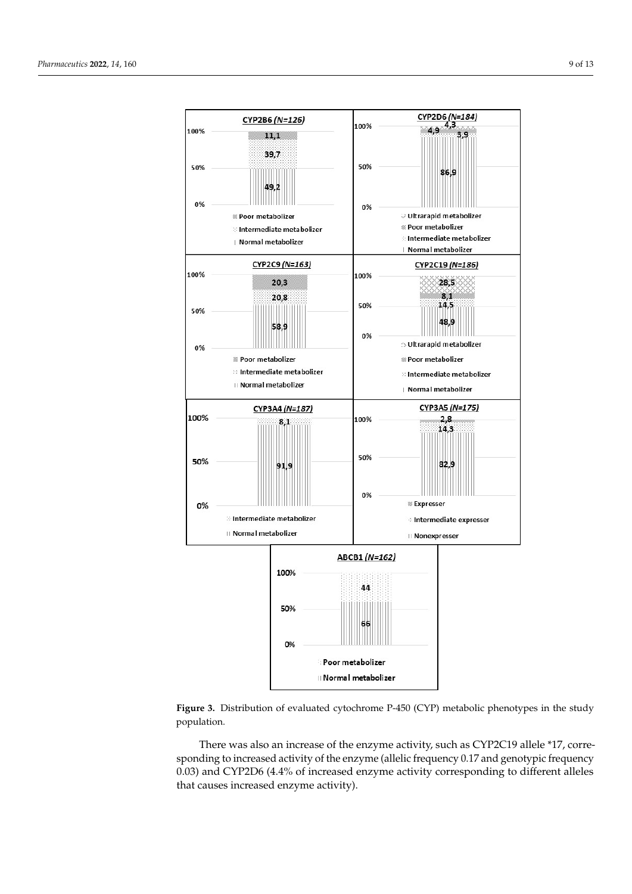**Figure 3.** Distribution of evaluated cytochrome P-450 (CYP) metabolic phenotypes in the study population.

There was also an increase of the enzyme activity, such as CYP2C19 allele *17, corresponding to increased activity of the enzyme (allelic frequency 0.17 and genotypic frequency 0.03) and CYP2D6 (4.4% of increased enzyme activity corresponding to different alleles that causes increased enzyme activity).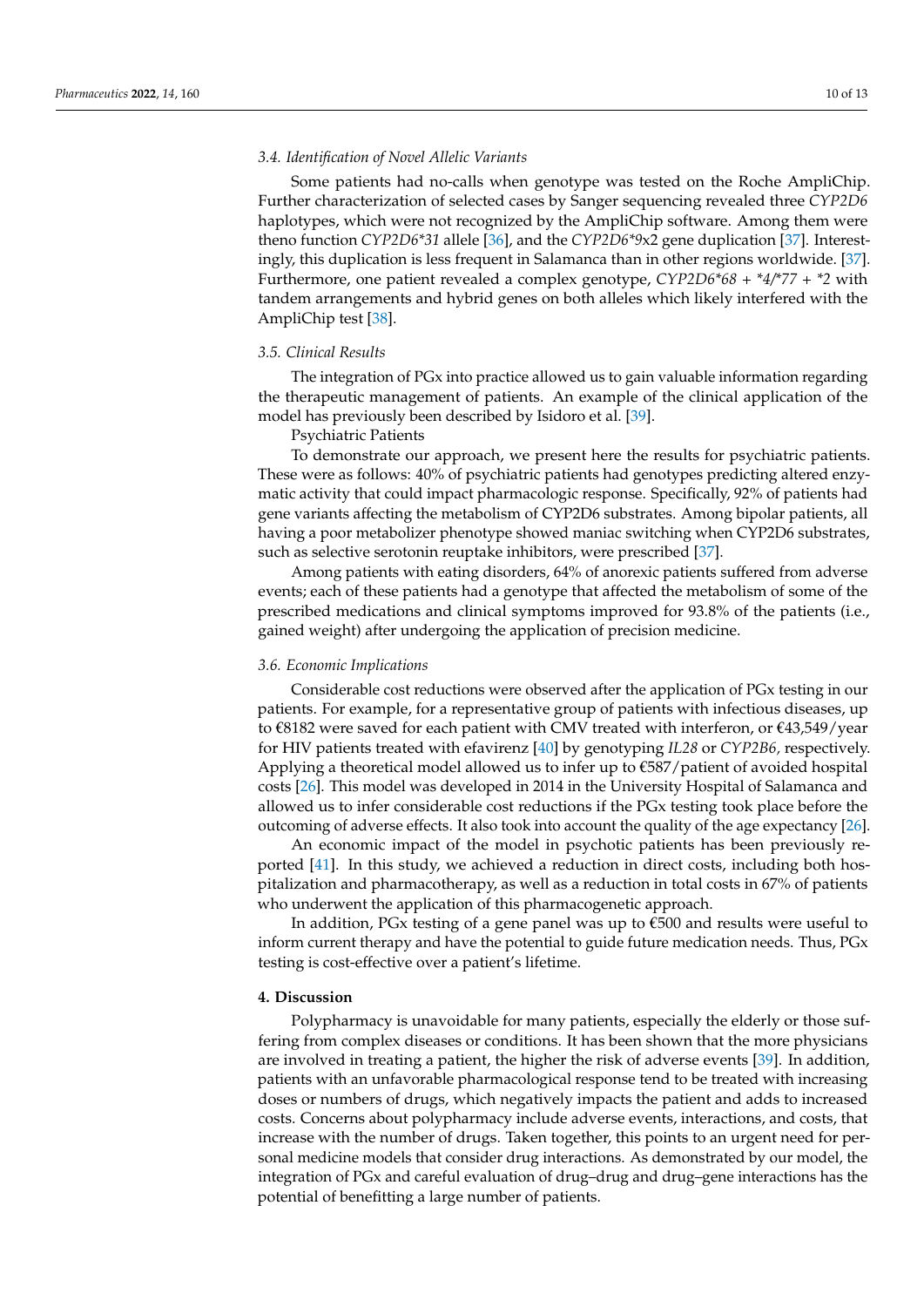### 3.4. Identification of Novel Allelic Variants

Some patients had no-calls when genotype was tested on the Roche AmpliChip. Further characterization of selected cases by Sanger sequencing revealed three *CYP2D6* haplotypes, which were not recognized by the AmpliChip software. Among them were theno function *CYP2D6\*31* allele [36], and the *CYP2D6\*9*x2 gene duplication [37]. Interestingly, this duplication is less frequent in Salamanca than in other regions worldwide. [37]. Furthermore, one patient revealed a complex genotype, *CYP2D6\*68 + \*4/\*77 + \*2* with tandem arrangements and hybrid genes on both alleles which likely interfered with the AmpliChip test [38].

### 3.5. Clinical Results

The integration of PGx into practice allowed us to gain valuable information regarding the therapeutic management of patients. An example of the clinical application of the model has previously been described by Isidoro et al. [39].

Psychiatric Patients

To demonstrate our approach, we present here the results for psychiatric patients. These were as follows: 40% of psychiatric patients had genotypes predicting altered enzymatic activity that could impact pharmacologic response. Specifically, 92% of patients had gene variants affecting the metabolism of CYP2D6 substrates. Among bipolar patients, all having a poor metabolizer phenotype showed maniac switching when CYP2D6 substrates, such as selective serotonin reuptake inhibitors, were prescribed [37].

Among patients with eating disorders, 64% of anorexic patients suffered from adverse events; each of these patients had a genotype that affected the metabolism of some of the prescribed medications and clinical symptoms improved for 93.8% of the patients (i.e., gained weight) after undergoing the application of precision medicine.

### 3.6. Economic Implications

Considerable cost reductions were observed after the application of PGx testing in our patients. For example, for a representative group of patients with infectious diseases, up to €8182 were saved for each patient with CMV treated with interferon, or €43,549/year for HIV patients treated with efavirenz [40] by genotyping *IL28* or *CYP2B6*, respectively. Applying a theoretical model allowed us to infer up to €587/patient of avoided hospital costs [26]. This model was developed in 2014 in the University Hospital of Salamanca and allowed us to infer considerable cost reductions if the PGx testing took place before the outcoming of adverse effects. It also took into account the quality of the age expectancy [26].

An economic impact of the model in psychotic patients has been previously reported [41]. In this study, we achieved a reduction in direct costs, including both hospitalization and pharmacotherapy, as well as a reduction in total costs in 67% of patients who underwent the application of this pharmacogenetic approach.

In addition, PGx testing of a gene panel was up to €500 and results were useful to inform current therapy and have the potential to guide future medication needs. Thus, PGx testing is cost-effective over a patient's lifetime.

## 4. Discussion

Polypharmacy is unavoidable for many patients, especially the elderly or those suffering from complex diseases or conditions. It has been shown that the more physicians are involved in treating a patient, the higher the risk of adverse events [39]. In addition, patients with an unfavorable pharmacological response tend to be treated with increasing doses or numbers of drugs, which negatively impacts the patient and adds to increased costs. Concerns about polypharmacy include adverse events, interactions, and costs, that increase with the number of drugs. Taken together, this points to an urgent need for personal medicine models that consider drug interactions. As demonstrated by our model, the integration of PGx and careful evaluation of drug–drug and drug–gene interactions has the potential of benefitting a large number of patients.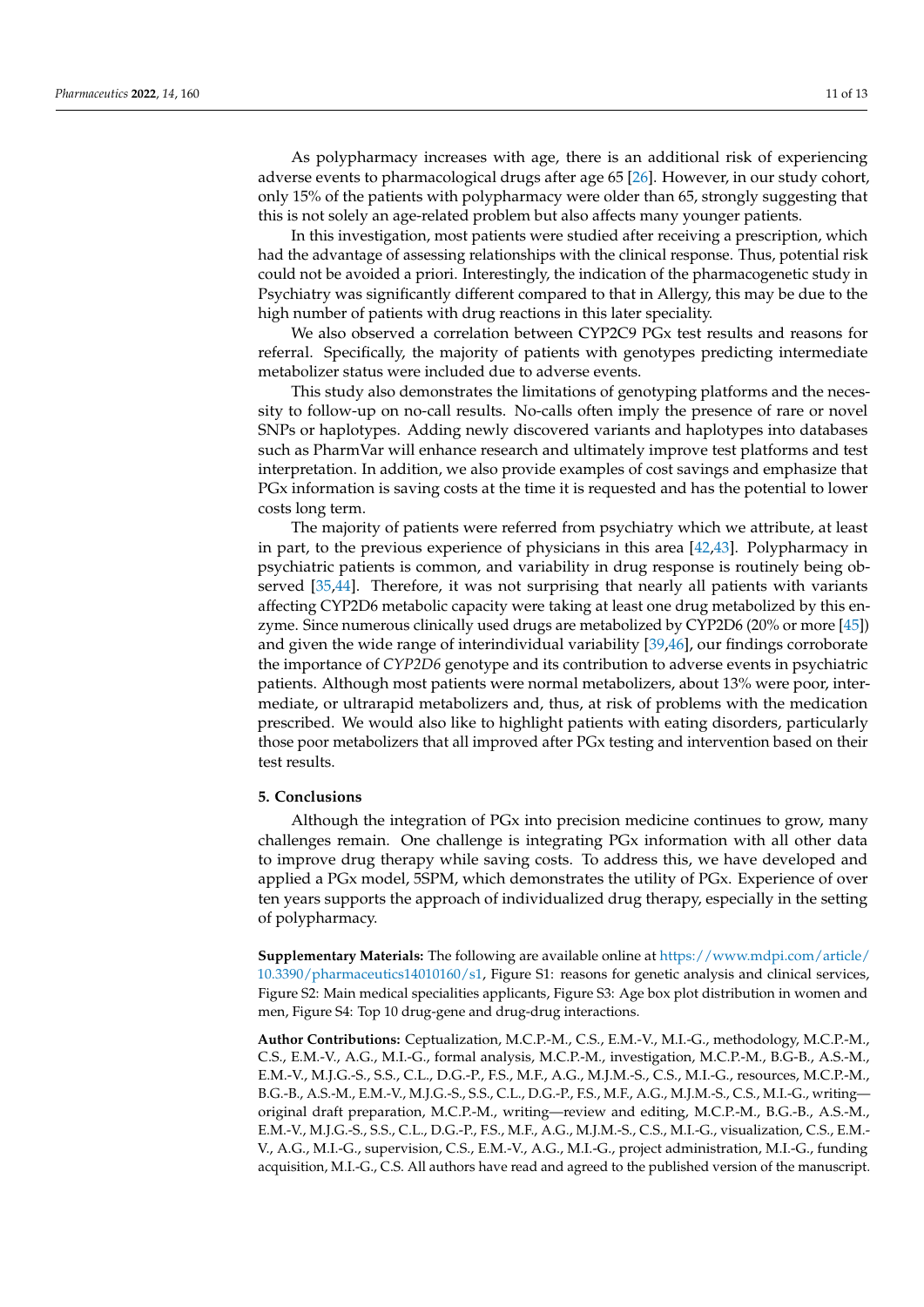As polypharmacy increases with age, there is an additional risk of experiencing adverse events to pharmacological drugs after age 65 [26]. However, in our study cohort, only 15% of the patients with polypharmacy were older than 65, strongly suggesting that this is not solely an age-related problem but also affects many younger patients.

In this investigation, most patients were studied after receiving a prescription, which had the advantage of assessing relationships with the clinical response. Thus, potential risk could not be avoided a priori. Interestingly, the indication of the pharmacogenetic study in Psychiatry was significantly different compared to that in Allergy, this may be due to the high number of patients with drug reactions in this later speciality.

We also observed a correlation between CYP2C9 PGx test results and reasons for referral. Specifically, the majority of patients with genotypes predicting intermediate metabolizer status were included due to adverse events.

This study also demonstrates the limitations of genotyping platforms and the necessity to follow-up on no-call results. No-calls often imply the presence of rare or novel SNPs or haplotypes. Adding newly discovered variants and haplotypes into databases such as PharmVar will enhance research and ultimately improve test platforms and test interpretation. In addition, we also provide examples of cost savings and emphasize that PGx information is saving costs at the time it is requested and has the potential to lower costs long term.

The majority of patients were referred from psychiatry which we attribute, at least in part, to the previous experience of physicians in this area [42,43]. Polypharmacy in psychiatric patients is common, and variability in drug response is routinely being observed [35,44]. Therefore, it was not surprising that nearly all patients with variants affecting CYP2D6 metabolic capacity were taking at least one drug metabolized by this enzyme. Since numerous clinically used drugs are metabolized by CYP2D6 (20% or more [45]) and given the wide range of interindividual variability [39,46], our findings corroborate the importance of *CYP2D6* genotype and its contribution to adverse events in psychiatric patients. Although most patients were normal metabolizers, about 13% were poor, intermediate, or ultrarapid metabolizers and, thus, at risk of problems with the medication prescribed. We would also like to highlight patients with eating disorders, particularly those poor metabolizers that all improved after PGx testing and intervention based on their test results.

## 5. Conclusions

Although the integration of PGx into precision medicine continues to grow, many challenges remain. One challenge is integrating PGx information with all other data to improve drug therapy while saving costs. To address this, we have developed and applied a PGx model, 5SPM, which demonstrates the utility of PGx. Experience of over ten years supports the approach of individualized drug therapy, especially in the setting of polypharmacy.

**Supplementary Materials:** The following are available online at https://www.mdpi.com/article/10.3390/pharmaceutics14010160/s1, Figure S1: reasons for genetic analysis and clinical services, Figure S2: Main medical specialities applicants, Figure S3: Age box plot distribution in women and men, Figure S4: Top 10 drug-gene and drug-drug interactions.

**Author Contributions:** Ceptualization, M.C.P.-M., C.S., E.M.-V., M.I.-G., methodology, M.C.P.-M., C.S., E.M.-V., A.G., M.I.-G., formal analysis, M.C.P.-M., investigation, M.C.P.-M., B.G-B., A.S.-M., E.M.-V., M.J.G.-S., S.S., C.L., D.G.-P., F.S., M.F., A.G., M.J.M.-S., C.S., M.I.-G., resources, M.C.P.-M., B.G.-B., A.S.-M., E.M.-V., M.J.G.-S., S.S., C.L., D.G.-P., F.S., M.F., A.G., M.J.M.-S., C.S., M.I.-G., writing—original draft preparation, M.C.P.-M., writing—review and editing, M.C.P.-M., B.G.-B., A.S.-M., E.M.-V., M.J.G.-S., S.S., C.L., D.G.-P., F.S., M.F., A.G., M.J.M.-S., C.S., M.I.-G., visualization, C.S., E.M.-V., A.G., M.I.-G., supervision, C.S., E.M.-V., A.G., M.I.-G., project administration, M.I.-G., funding acquisition, M.I.-G., C.S. All authors have read and agreed to the published version of the manuscript.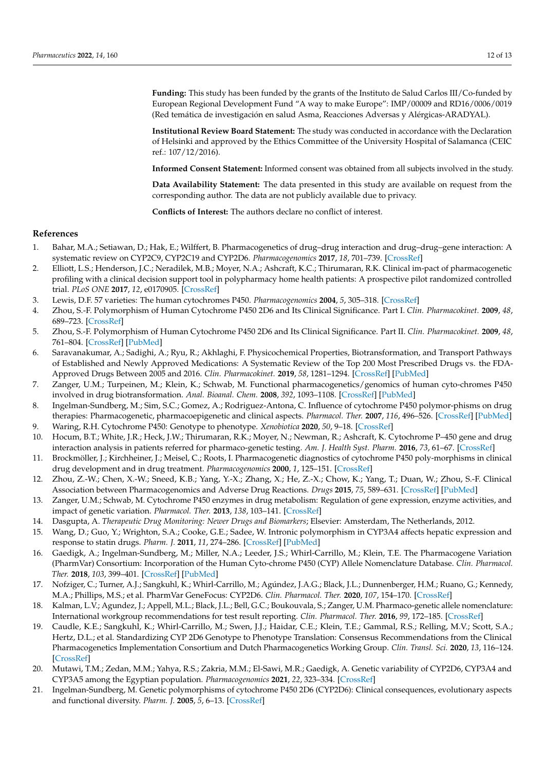**Funding:** This study has been funded by the grants of the Instituto de Salud Carlos III/Co-funded by European Regional Development Fund "A way to make Europe": IMP/00009 and RD16/0006/0019 (Red temática de investigación en salud Asma, Reacciones Adversas y Alérgicas-ARADYAL).

**Institutional Review Board Statement:** The study was conducted in accordance with the Declaration of Helsinki and approved by the Ethics Committee of the University Hospital of Salamanca (CEIC ref.: 107/12/2016).

**Informed Consent Statement:** Informed consent was obtained from all subjects involved in the study.

**Data Availability Statement:** The data presented in this study are available on request from the corresponding author. The data are not publicly available due to privacy.

**Conflicts of Interest:** The authors declare no conflict of interest.

## References

1. Bahar, M.A.; Setiawan, D.; Hak, E.; Wilffert, B. Pharmacogenetics of drug–drug interaction and drug–drug–gene interaction: A systematic review on CYP2C9, CYP2C19 and CYP2D6. *Pharmacogenomics* **2017**, *18*, 701–739. [CrossRef]
2. Elliott, L.S.; Henderson, J.C.; Neradilek, M.B.; Moyer, N.A.; Ashcraft, K.C.; Thirumaran, R.K. Clinical im-pact of pharmacogenetic profiling with a clinical decision support tool in polypharmacy home health patients: A prospective pilot randomized controlled trial. *PLoS ONE* **2017**, *12*, e0170905. [CrossRef]
3. Lewis, D.F. 57 varieties: The human cytochromes P450. *Pharmacogenomics* **2004**, *5*, 305–318. [CrossRef]
4. Zhou, S.-F. Polymorphism of Human Cytochrome P450 2D6 and Its Clinical Significance. Part I. *Clin. Pharmacokinet.* **2009**, *48*, 689–723. [CrossRef]
5. Zhou, S.-F. Polymorphism of Human Cytochrome P450 2D6 and Its Clinical Significance. Part II. *Clin. Pharmacokinet.* **2009**, *48*, 761–804. [CrossRef] [PubMed]
6. Saravanakumar, A.; Sadighi, A.; Ryu, R.; Akhlaghi, F. Physicochemical Properties, Biotransformation, and Transport Pathways of Established and Newly Approved Medications: A Systematic Review of the Top 200 Most Prescribed Drugs vs. the FDA-Approved Drugs Between 2005 and 2016. *Clin. Pharmacokinet.* **2019**, *58*, 1281–1294. [CrossRef] [PubMed]
7. Zanger, U.M.; Turpeinen, M.; Klein, K.; Schwab, M. Functional pharmacogenetics/genomics of human cyto-chromes P450 involved in drug biotransformation. *Anal. Bioanal. Chem.* **2008**, *392*, 1093–1108. [CrossRef] [PubMed]
8. Ingelman-Sundberg, M.; Sim, S.C.; Gomez, A.; Rodriguez-Antona, C. Influence of cytochrome P450 polymor-phisms on drug therapies: Pharmacogenetic, pharmacoepigenetic and clinical aspects. *Pharmacol. Ther.* **2007**, *116*, 496–526. [CrossRef] [PubMed]
9. Waring, R.H. Cytochrome P450: Genotype to phenotype. *Xenobiotica* **2020**, *50*, 9–18. [CrossRef]
10. Hocum, B.T.; White, J.R.; Heck, J.W.; Thirumaran, R.K.; Moyer, N.; Newman, R.; Ashcraft, K. Cytochrome P–450 gene and drug interaction analysis in patients referred for pharmaco-genetic testing. *Am. J. Health Syst. Pharm.* **2016**, *73*, 61–67. [CrossRef]
11. Brockmöller, J.; Kirchheiner, J.; Meisel, C.; Roots, I. Pharmacogenetic diagnostics of cytochrome P450 poly-morphisms in clinical drug development and in drug treatment. *Pharmacogenomics* **2000**, *1*, 125–151. [CrossRef]
12. Zhou, Z.-W.; Chen, X.-W.; Sneed, K.B.; Yang, Y.-X.; Zhang, X.; He, Z.-X.; Chow, K.; Yang, T.; Duan, W.; Zhou, S.-F. Clinical Association between Pharmacogenomics and Adverse Drug Reactions. *Drugs* **2015**, *75*, 589–631. [CrossRef] [PubMed]
13. Zanger, U.M.; Schwab, M. Cytochrome P450 enzymes in drug metabolism: Regulation of gene expression, enzyme activities, and impact of genetic variation. *Pharmacol. Ther.* **2013**, *138*, 103–141. [CrossRef]
14. Dasgupta, A. *Therapeutic Drug Monitoring: Newer Drugs and Biomarkers*; Elsevier: Amsterdam, The Netherlands, 2012.
15. Wang, D.; Guo, Y.; Wrighton, S.A.; Cooke, G.E.; Sadee, W. Intronic polymorphism in CYP3A4 affects hepatic expression and response to statin drugs. *Pharm. J.* **2011**, *11*, 274–286. [CrossRef] [PubMed]
16. Gaedigk, A.; Ingelman-Sundberg, M.; Miller, N.A.; Leeder, J.S.; Whirl-Carrillo, M.; Klein, T.E. The Pharmacogene Variation (PharmVar) Consortium: Incorporation of the Human Cyto-chrome P450 (CYP) Allele Nomenclature Database. *Clin. Pharmacol. Ther.* **2018**, *103*, 399–401. [CrossRef] [PubMed]
17. Nofziger, C.; Turner, A.J.; Sangkuhl, K.; Whirl-Carrillo, M.; Agúndez, J.A.G.; Black, J.L.; Dunnenberger, H.M.; Ruano, G.; Kennedy, M.A.; Phillips, M.S.; et al. PharmVar GeneFocus: CYP2D6. *Clin. Pharmacol. Ther.* **2020**, *107*, 154–170. [CrossRef]
18. Kalman, L.V.; Agundez, J.; Appell, M.L.; Black, J.L.; Bell, G.C.; Boukouvala, S.; Zanger, U.M. Pharmaco-genetic allele nomenclature: International workgroup recommendations for test result reporting. *Clin. Pharmacol. Ther.* **2016**, *99*, 172–185. [CrossRef]
19. Caudle, K.E.; Sangkuhl, K.; Whirl-Carrillo, M.; Swen, J.J.; Haidar, C.E.; Klein, T.E.; Gammal, R.S.; Relling, M.V.; Scott, S.A.; Hertz, D.L.; et al. Standardizing CYP 2D6 Genotype to Phenotype Translation: Consensus Recommendations from the Clinical Pharmacogenetics Implementation Consortium and Dutch Pharmacogenetics Working Group. *Clin. Transl. Sci.* **2020**, *13*, 116–124. [CrossRef]
20. Mutawi, T.M.; Zedan, M.M.; Yahya, R.S.; Zakria, M.M.; El-Sawi, M.R.; Gaedigk, A. Genetic variability of CYP2D6, CYP3A4 and CYP3A5 among the Egyptian population. *Pharmacogenomics* **2021**, *22*, 323–334. [CrossRef]
21. Ingelman-Sundberg, M. Genetic polymorphisms of cytochrome P450 2D6 (CYP2D6): Clinical consequences, evolutionary aspects and functional diversity. *Pharm. J.* **2005**, *5*, 6–13. [CrossRef]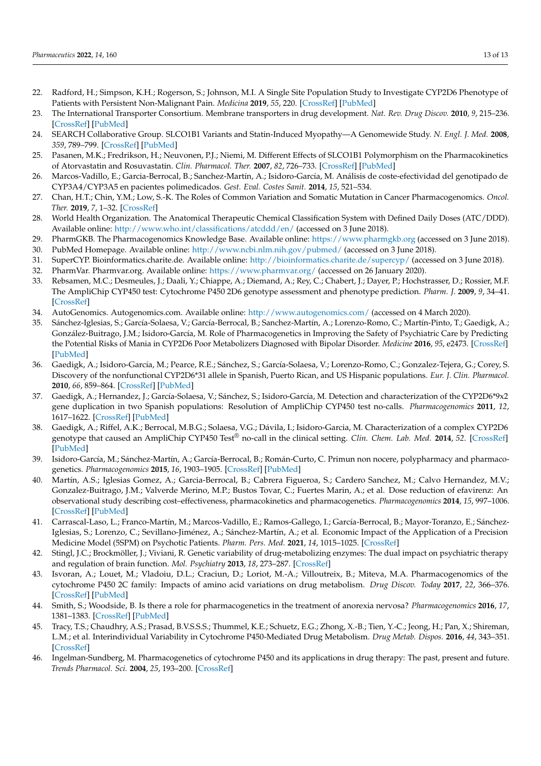22. Radford, H.; Simpson, K.H.; Rogerson, S.; Johnson, M.I. A Single Site Population Study to Investigate CYP2D6 Phenotype of Patients with Persistent Non-Malignant Pain. *Medicina* **2019**, *55*, 220. [CrossRef] [PubMed]
23. The International Transporter Consortium. Membrane transporters in drug development. *Nat. Rev. Drug Discov.* **2010**, *9*, 215–236. [CrossRef] [PubMed]
24. SEARCH Collaborative Group. SLCO1B1 Variants and Statin-Induced Myopathy—A Genomewide Study. *N. Engl. J. Med.* **2008**, *359*, 789–799. [CrossRef] [PubMed]
25. Pasanen, M.K.; Fredrikson, H.; Neuvonen, P.J.; Niemi, M. Different Effects of SLCO1B1 Polymorphism on the Pharmacokinetics of Atorvastatin and Rosuvastatin. *Clin. Pharmacol. Ther.* **2007**, *82*, 726–733. [CrossRef] [PubMed]
26. Marcos-Vadillo, E.; Garcia-Berrocal, B.; Sanchez-Martín, A.; Isidoro-García, M. Análisis de coste-efectividad del genotipado de CYP3A4/CYP3A5 en pacientes polimedicados. *Gest. Eval. Costes Sanit.* **2014**, *15*, 521–534.
27. Chan, H.T.; Chin, Y.M.; Low, S.-K. The Roles of Common Variation and Somatic Mutation in Cancer Pharmacogenomics. *Oncol. Ther.* **2019**, *7*, 1–32. [CrossRef]
28. World Health Organization. The Anatomical Therapeutic Chemical Classification System with Defined Daily Doses (ATC/DDD). Available online: http://www.who.int/classifications/atcddd/en/ (accessed on 3 June 2018).
29. PharmGKB. The Pharmacogenomics Knowledge Base. Available online: https://www.pharmgkb.org (accessed on 3 June 2018).
30. PubMed Homepage. Available online: http://www.ncbi.nlm.nih.gov/pubmed/ (accessed on 3 June 2018).
31. SuperCYP. Bioinformatics.charite.de. Available online: http://bioinformatics.charite.de/supercyp/ (accessed on 3 June 2018).
32. PharmVar. Pharmvar.org. Available online: https://www.pharmvar.org/ (accessed on 26 January 2020).
33. Rebsamen, M.C.; Desmeules, J.; Daali, Y.; Chiappe, A.; Diemand, A.; Rey, C.; Chabert, J.; Dayer, P.; Hochstrasser, D.; Rossier, M.F. The AmpliChip CYP450 test: Cytochrome P450 2D6 genotype assessment and phenotype prediction. *Pharm. J.* **2009**, *9*, 34–41. [CrossRef]
34. AutoGenomics. Autogenomics.com. Available online: http://www.autogenomics.com/ (accessed on 4 March 2020).
35. Sánchez-Iglesias, S.; García-Solaesa, V.; García-Berrocal, B.; Sanchez-Martín, A.; Lorenzo-Romo, C.; Martín-Pinto, T.; Gaedigk, A.; González-Buitrago, J.M.; Isidoro-García, M. Role of Pharmacogenetics in Improving the Safety of Psychiatric Care by Predicting the Potential Risks of Mania in CYP2D6 Poor Metabolizers Diagnosed with Bipolar Disorder. *Medicine* **2016**, *95*, e2473. [CrossRef] [PubMed]
36. Gaedigk, A.; Isidoro-García, M.; Pearce, R.E.; Sánchez, S.; García-Solaesa, V.; Lorenzo-Romo, C.; Gonzalez-Tejera, G.; Corey, S. Discovery of the nonfunctional CYP2D6*31 allele in Spanish, Puerto Rican, and US Hispanic populations. *Eur. J. Clin. Pharmacol.* **2010**, *66*, 859–864. [CrossRef] [PubMed]
37. Gaedigk, A.; Hernandez, J.; García-Solaesa, V.; Sánchez, S.; Isidoro-García, M. Detection and characterization of the CYP2D6*9x2 gene duplication in two Spanish populations: Resolution of AmpliChip CYP450 test no-calls. *Pharmacogenomics* **2011**, *12*, 1617–1622. [CrossRef] [PubMed]
38. Gaedigk, A.; Riffel, A.K.; Berrocal, M.B.G.; Solaesa, V.G.; Dávila, I.; Isidoro-Garcia, M. Characterization of a complex CYP2D6 genotype that caused an AmpliChip CYP450 Test® no-call in the clinical setting. *Clin. Chem. Lab. Med.* **2014**, *52*. [CrossRef] [PubMed]
39. Isidoro-García, M.; Sánchez-Martín, A.; García-Berrocal, B.; Román-Curto, C. Primun non nocere, polypharmacy and pharmacogenetics. *Pharmacogenomics* **2015**, *16*, 1903–1905. [CrossRef] [PubMed]
40. Martín, A.S.; Iglesias Gomez, A.; Garcia-Berrocal, B.; Cabrera Figueroa, S.; Cardero Sanchez, M.; Calvo Hernandez, M.V.; Gonzalez-Buitrago, J.M.; Valverde Merino, M.P.; Bustos Tovar, C.; Fuertes Marin, A.; et al. Dose reduction of efavirenz: An observational study describing cost–effectiveness, pharmacokinetics and pharmacogenetics. *Pharmacogenomics* **2014**, *15*, 997–1006. [CrossRef] [PubMed]
41. Carrascal-Laso, L.; Franco-Martín, M.; Marcos-Vadillo, E.; Ramos-Gallego, I.; García-Berrocal, B.; Mayor-Toranzo, E.; Sánchez-Iglesias, S.; Lorenzo, C.; Sevillano-Jiménez, A.; Sánchez-Martín, A.; et al. Economic Impact of the Application of a Precision Medicine Model (5SPM) on Psychotic Patients. *Pharm. Pers. Med.* **2021**, *14*, 1015–1025. [CrossRef]
42. Stingl, J.C.; Brockmöller, J.; Viviani, R. Genetic variability of drug-metabolizing enzymes: The dual impact on psychiatric therapy and regulation of brain function. *Mol. Psychiatry* **2013**, *18*, 273–287. [CrossRef]
43. Isvoran, A.; Louet, M.; Vladoiu, D.L.; Craciun, D.; Loriot, M.-A.; Villoutreix, B.; Miteva, M.A. Pharmacogenomics of the cytochrome P450 2C family: Impacts of amino acid variations on drug metabolism. *Drug Discov. Today* **2017**, *22*, 366–376. [CrossRef] [PubMed]
44. Smith, S.; Woodside, B. Is there a role for pharmacogenetics in the treatment of anorexia nervosa? *Pharmacogenomics* **2016**, *17*, 1381–1383. [CrossRef] [PubMed]
45. Tracy, T.S.; Chaudhry, A.S.; Prasad, B.V.S.S.S.; Thummel, K.E.; Schuetz, E.G.; Zhong, X.-B.; Tien, Y.-C.; Jeong, H.; Pan, X.; Shireman, L.M.; et al. Interindividual Variability in Cytochrome P450-Mediated Drug Metabolism. *Drug Metab. Dispos.* **2016**, *44*, 343–351. [CrossRef]
46. Ingelman-Sundberg, M. Pharmacogenetics of cytochrome P450 and its applications in drug therapy: The past, present and future. *Trends Pharmacol. Sci.* **2004**, *25*, 193–200. [CrossRef]